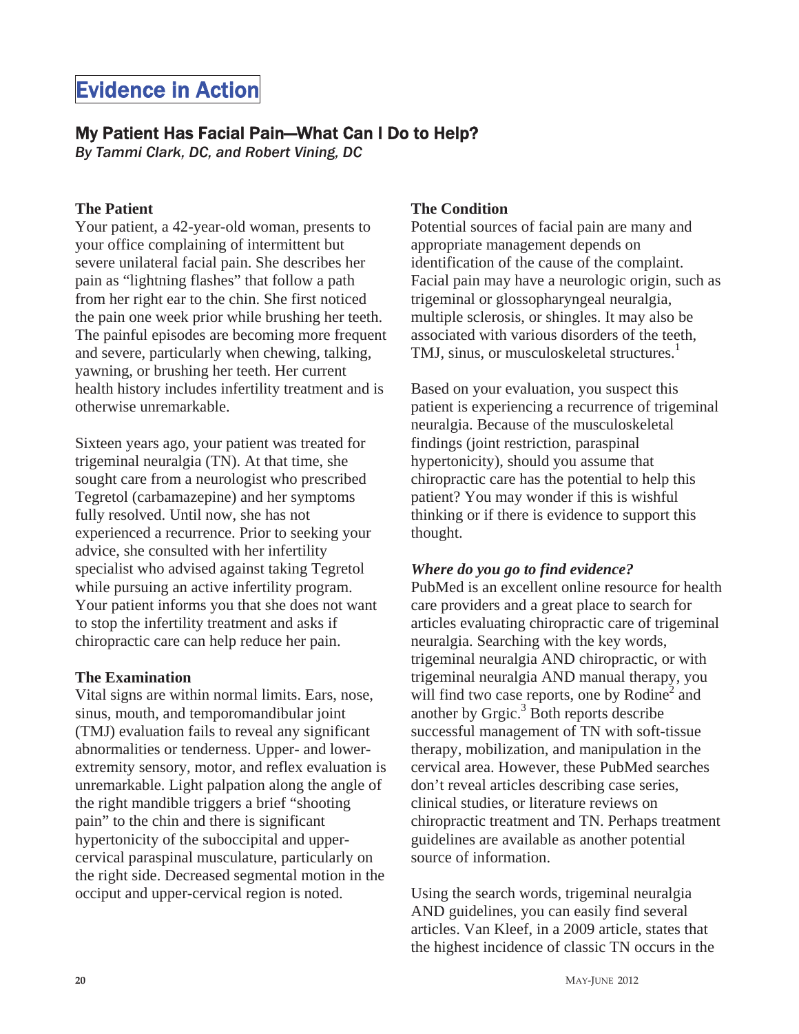# Evidence in Action

## My Patient Has Facial Pain—What Can I Do to Help?

*By Tammi Clark, DC, and Robert Vining, DC*

### The Patient

Your patient, a 42-year-old woman, presents to your office complaining of intermittent but severe unilateral facial pain. She describes her pain as "lightning flashes" that follow a path from her right ear to the chin. She first noticed the pain one week prior while brushing her teeth. The painful episodes are becoming more frequent and severe, particularly when chewing, talking, yawning, or brushing her teeth. Her current health history includes infertility treatment and is otherwise unremarkable.

Sixteen years ago, your patient was treated for trigeminal neuralgia (TN). At that time, she sought care from a neurologist who prescribed Tegretol (carbamazepine) and her symptoms fully resolved. Until now, she has not experienced a recurrence. Prior to seeking your advice, she consulted with her infertility specialist who advised against taking Tegretol while pursuing an active infertility program. Your patient informs you that she does not want to stop the infertility treatment and asks if chiropractic care can help reduce her pain.

### The Examination

Vital signs are within normal limits. Ears, nose, sinus, mouth, and temporomandibular joint (TMJ) evaluation fails to reveal any significant abnormalities or tenderness. Upper- and lower-extremity sensory, motor, and reflex evaluation is unremarkable. Light palpation along the angle of the right mandible triggers a brief "shooting pain" to the chin and there is significant hypertonicity of the suboccipital and upper-cervical paraspinal musculature, particularly on the right side. Decreased segmental motion in the occiput and upper-cervical region is noted.

### The Condition

Potential sources of facial pain are many and appropriate management depends on identification of the cause of the complaint. Facial pain may have a neurologic origin, such as trigeminal or glossopharyngeal neuralgia, multiple sclerosis, or shingles. It may also be associated with various disorders of the teeth, TMJ, sinus, or musculoskeletal structures.[1]

Based on your evaluation, you suspect this patient is experiencing a recurrence of trigeminal neuralgia. Because of the musculoskeletal findings (joint restriction, paraspinal hypertonicity), should you assume that chiropractic care has the potential to help this patient? You may wonder if this is wishful thinking or if there is evidence to support this thought.

#### *Where do you go to find evidence?*

PubMed is an excellent online resource for health care providers and a great place to search for articles evaluating chiropractic care of trigeminal neuralgia. Searching with the key words, trigeminal neuralgia AND chiropractic, or with trigeminal neuralgia AND manual therapy, you will find two case reports, one by Rodine[2] and another by Grgic.[3] Both reports describe successful management of TN with soft-tissue therapy, mobilization, and manipulation in the cervical area. However, these PubMed searches don't reveal articles describing case series, clinical studies, or literature reviews on chiropractic treatment and TN. Perhaps treatment guidelines are available as another potential source of information.

Using the search words, trigeminal neuralgia AND guidelines, you can easily find several articles. Van Kleef, in a 2009 article, states that the highest incidence of classic TN occurs in the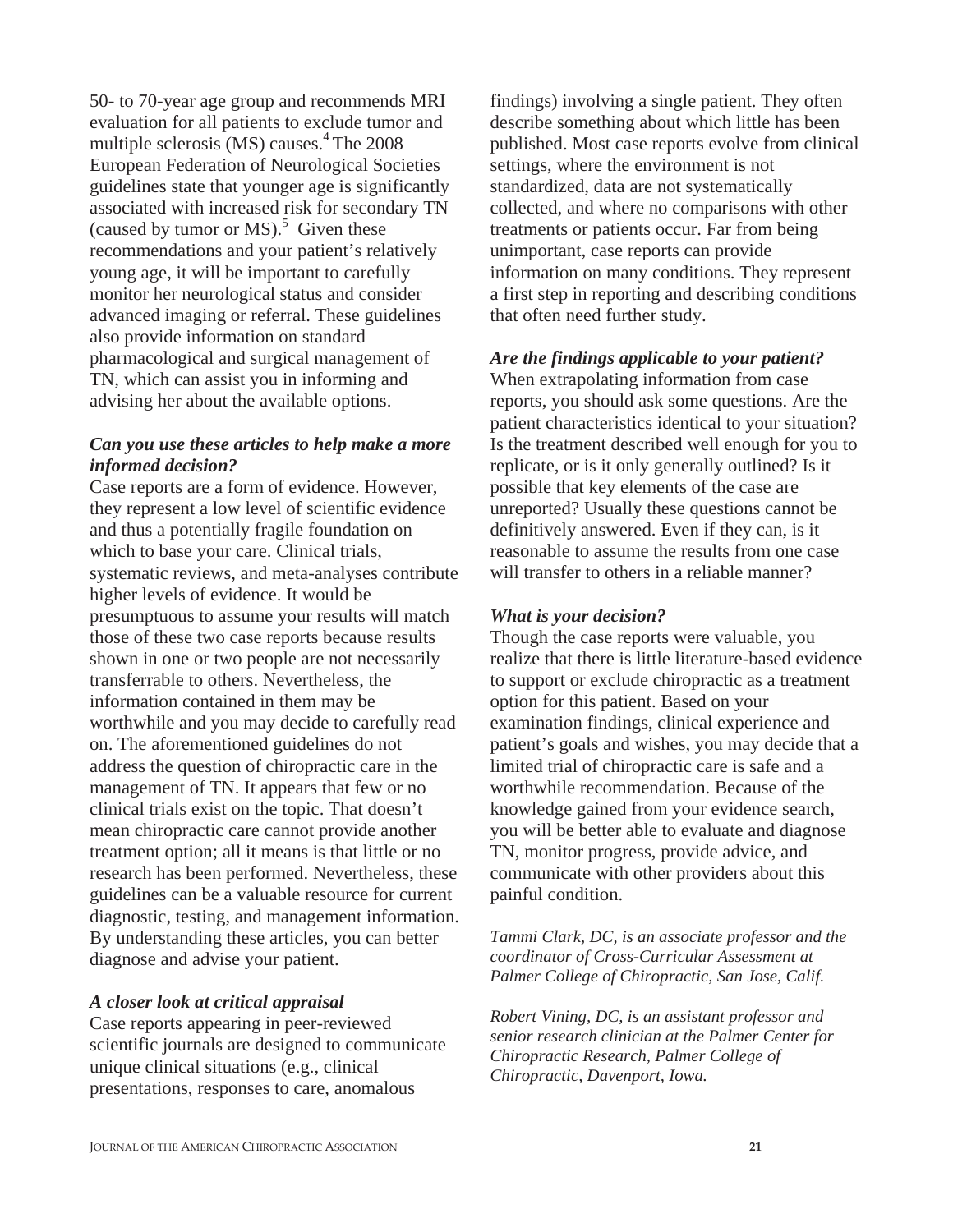50- to 70-year age group and recommends MRI evaluation for all patients to exclude tumor and multiple sclerosis (MS) causes.[4] The 2008 European Federation of Neurological Societies guidelines state that younger age is significantly associated with increased risk for secondary TN (caused by tumor or MS).[5] Given these recommendations and your patient's relatively young age, it will be important to carefully monitor her neurological status and consider advanced imaging or referral. These guidelines also provide information on standard pharmacological and surgical management of TN, which can assist you in informing and advising her about the available options.

***Can you use these articles to help make a more informed decision?***

Case reports are a form of evidence. However, they represent a low level of scientific evidence and thus a potentially fragile foundation on which to base your care. Clinical trials, systematic reviews, and meta-analyses contribute higher levels of evidence. It would be presumptuous to assume your results will match those of these two case reports because results shown in one or two people are not necessarily transferrable to others. Nevertheless, the information contained in them may be worthwhile and you may decide to carefully read on. The aforementioned guidelines do not address the question of chiropractic care in the management of TN. It appears that few or no clinical trials exist on the topic. That doesn't mean chiropractic care cannot provide another treatment option; all it means is that little or no research has been performed. Nevertheless, these guidelines can be a valuable resource for current diagnostic, testing, and management information. By understanding these articles, you can better diagnose and advise your patient.

***A closer look at critical appraisal***

Case reports appearing in peer-reviewed scientific journals are designed to communicate unique clinical situations (e.g., clinical presentations, responses to care, anomalous findings) involving a single patient. They often describe something about which little has been published. Most case reports evolve from clinical settings, where the environment is not standardized, data are not systematically collected, and where no comparisons with other treatments or patients occur. Far from being unimportant, case reports can provide information on many conditions. They represent a first step in reporting and describing conditions that often need further study.

***Are the findings applicable to your patient?***

When extrapolating information from case reports, you should ask some questions. Are the patient characteristics identical to your situation? Is the treatment described well enough for you to replicate, or is it only generally outlined? Is it possible that key elements of the case are unreported? Usually these questions cannot be definitively answered. Even if they can, is it reasonable to assume the results from one case will transfer to others in a reliable manner?

***What is your decision?***

Though the case reports were valuable, you realize that there is little literature-based evidence to support or exclude chiropractic as a treatment option for this patient. Based on your examination findings, clinical experience and patient's goals and wishes, you may decide that a limited trial of chiropractic care is safe and a worthwhile recommendation. Because of the knowledge gained from your evidence search, you will be better able to evaluate and diagnose TN, monitor progress, provide advice, and communicate with other providers about this painful condition.

*Tammi Clark, DC, is an associate professor and the coordinator of Cross-Curricular Assessment at Palmer College of Chiropractic, San Jose, Calif.*

*Robert Vining, DC, is an assistant professor and senior research clinician at the Palmer Center for Chiropractic Research, Palmer College of Chiropractic, Davenport, Iowa.*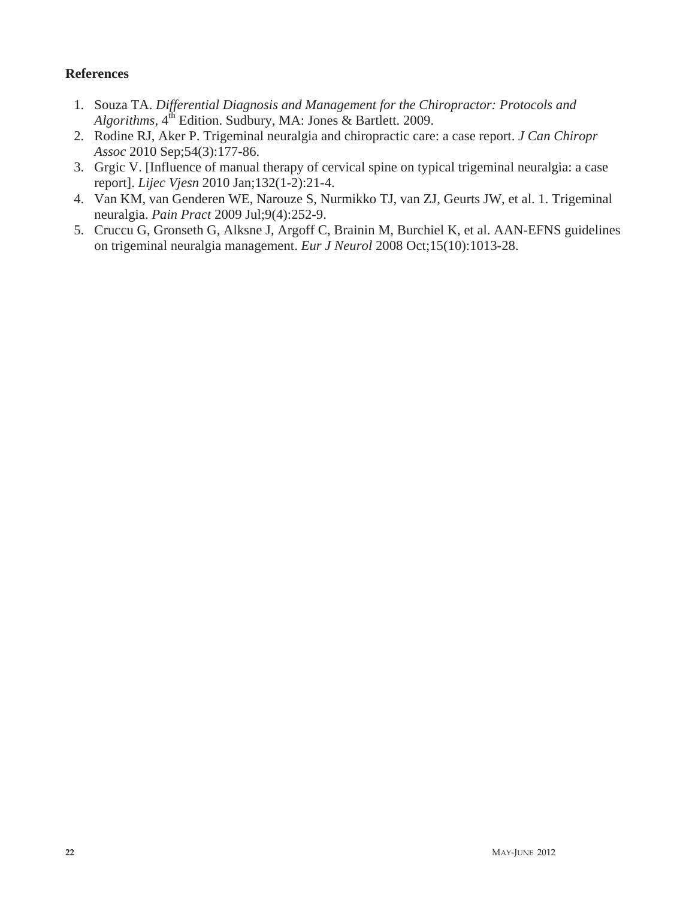## References

1. Souza TA. *Differential Diagnosis and Management for the Chiropractor: Protocols and Algorithms*, 4th Edition. Sudbury, MA: Jones & Bartlett. 2009.
2. Rodine RJ, Aker P. Trigeminal neuralgia and chiropractic care: a case report. *J Can Chiropr Assoc* 2010 Sep;54(3):177-86.
3. Grgic V. [Influence of manual therapy of cervical spine on typical trigeminal neuralgia: a case report]. *Lijec Vjesn* 2010 Jan;132(1-2):21-4.
4. Van KM, van Genderen WE, Narouze S, Nurmikko TJ, van ZJ, Geurts JW, et al. 1. Trigeminal neuralgia. *Pain Pract* 2009 Jul;9(4):252-9.
5. Cruccu G, Gronseth G, Alksne J, Argoff C, Brainin M, Burchiel K, et al. AAN-EFNS guidelines on trigeminal neuralgia management. *Eur J Neurol* 2008 Oct;15(10):1013-28.